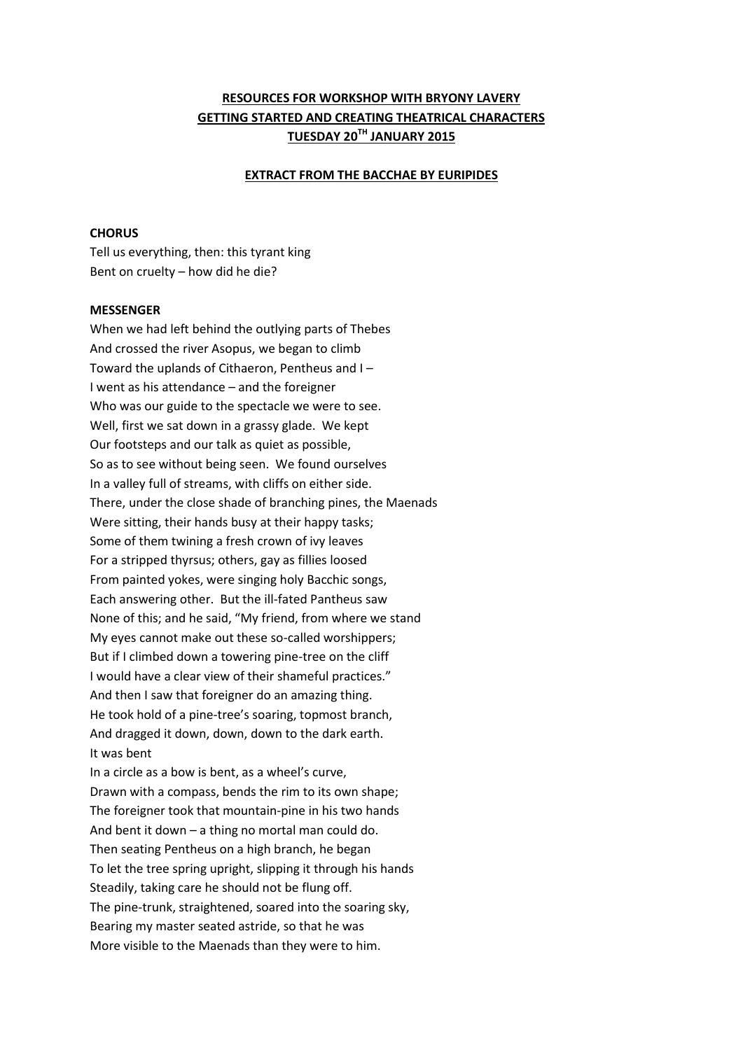**RESOURCES FOR WORKSHOP WITH BRYONY LAVERY**
**GETTING STARTED AND CREATING THEATRICAL CHARACTERS**
**TUESDAY 20TH JANUARY 2015**

**EXTRACT FROM THE BACCHAE BY EURIPIDES**

**CHORUS**

Tell us everything, then: this tyrant king
Bent on cruelty – how did he die?

**MESSENGER**

When we had left behind the outlying parts of Thebes
And crossed the river Asopus, we began to climb
Toward the uplands of Cithaeron, Pentheus and I –
I went as his attendance – and the foreigner
Who was our guide to the spectacle we were to see.
Well, first we sat down in a grassy glade. We kept
Our footsteps and our talk as quiet as possible,
So as to see without being seen. We found ourselves
In a valley full of streams, with cliffs on either side.
There, under the close shade of branching pines, the Maenads
Were sitting, their hands busy at their happy tasks;
Some of them twining a fresh crown of ivy leaves
For a stripped thyrsus; others, gay as fillies loosed
From painted yokes, were singing holy Bacchic songs,
Each answering other. But the ill-fated Pantheus saw
None of this; and he said, "My friend, from where we stand
My eyes cannot make out these so-called worshippers;
But if I climbed down a towering pine-tree on the cliff
I would have a clear view of their shameful practices."
And then I saw that foreigner do an amazing thing.
He took hold of a pine-tree's soaring, topmost branch,
And dragged it down, down, down to the dark earth.
It was bent
In a circle as a bow is bent, as a wheel's curve,
Drawn with a compass, bends the rim to its own shape;
The foreigner took that mountain-pine in his two hands
And bent it down – a thing no mortal man could do.
Then seating Pentheus on a high branch, he began
To let the tree spring upright, slipping it through his hands
Steadily, taking care he should not be flung off.
The pine-trunk, straightened, soared into the soaring sky,
Bearing my master seated astride, so that he was
More visible to the Maenads than they were to him.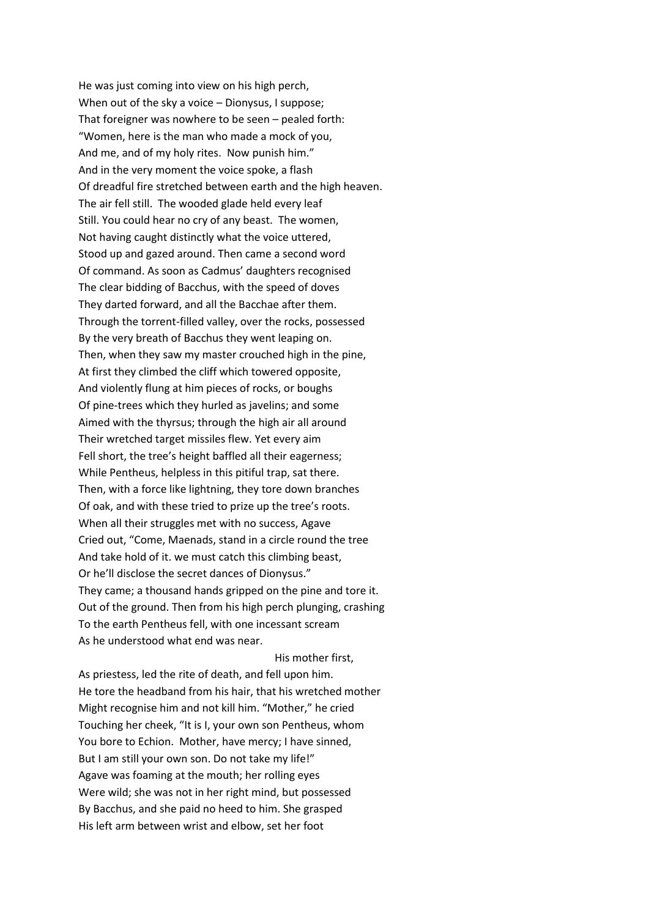He was just coming into view on his high perch,
When out of the sky a voice – Dionysus, I suppose;
That foreigner was nowhere to be seen – pealed forth:
“Women, here is the man who made a mock of you,
And me, and of my holy rites. Now punish him.”
And in the very moment the voice spoke, a flash
Of dreadful fire stretched between earth and the high heaven.
The air fell still. The wooded glade held every leaf
Still. You could hear no cry of any beast. The women,
Not having caught distinctly what the voice uttered,
Stood up and gazed around. Then came a second word
Of command. As soon as Cadmus’ daughters recognised
The clear bidding of Bacchus, with the speed of doves
They darted forward, and all the Bacchae after them.
Through the torrent-filled valley, over the rocks, possessed
By the very breath of Bacchus they went leaping on.
Then, when they saw my master crouched high in the pine,
At first they climbed the cliff which towered opposite,
And violently flung at him pieces of rocks, or boughs
Of pine-trees which they hurled as javelins; and some
Aimed with the thyrsus; through the high air all around
Their wretched target missiles flew. Yet every aim
Fell short, the tree’s height baffled all their eagerness;
While Pentheus, helpless in this pitiful trap, sat there.
Then, with a force like lightning, they tore down branches
Of oak, and with these tried to prize up the tree’s roots.
When all their struggles met with no success, Agave
Cried out, “Come, Maenads, stand in a circle round the tree
And take hold of it. we must catch this climbing beast,
Or he’ll disclose the secret dances of Dionysus.”
They came; a thousand hands gripped on the pine and tore it.
Out of the ground. Then from his high perch plunging, crashing
To the earth Pentheus fell, with one incessant scream
As he understood what end was near.

His mother first,
As priestess, led the rite of death, and fell upon him.
He tore the headband from his hair, that his wretched mother
Might recognise him and not kill him. “Mother,” he cried
Touching her cheek, “It is I, your own son Pentheus, whom
You bore to Echion. Mother, have mercy; I have sinned,
But I am still your own son. Do not take my life!”
Agave was foaming at the mouth; her rolling eyes
Were wild; she was not in her right mind, but possessed
By Bacchus, and she paid no heed to him. She grasped
His left arm between wrist and elbow, set her foot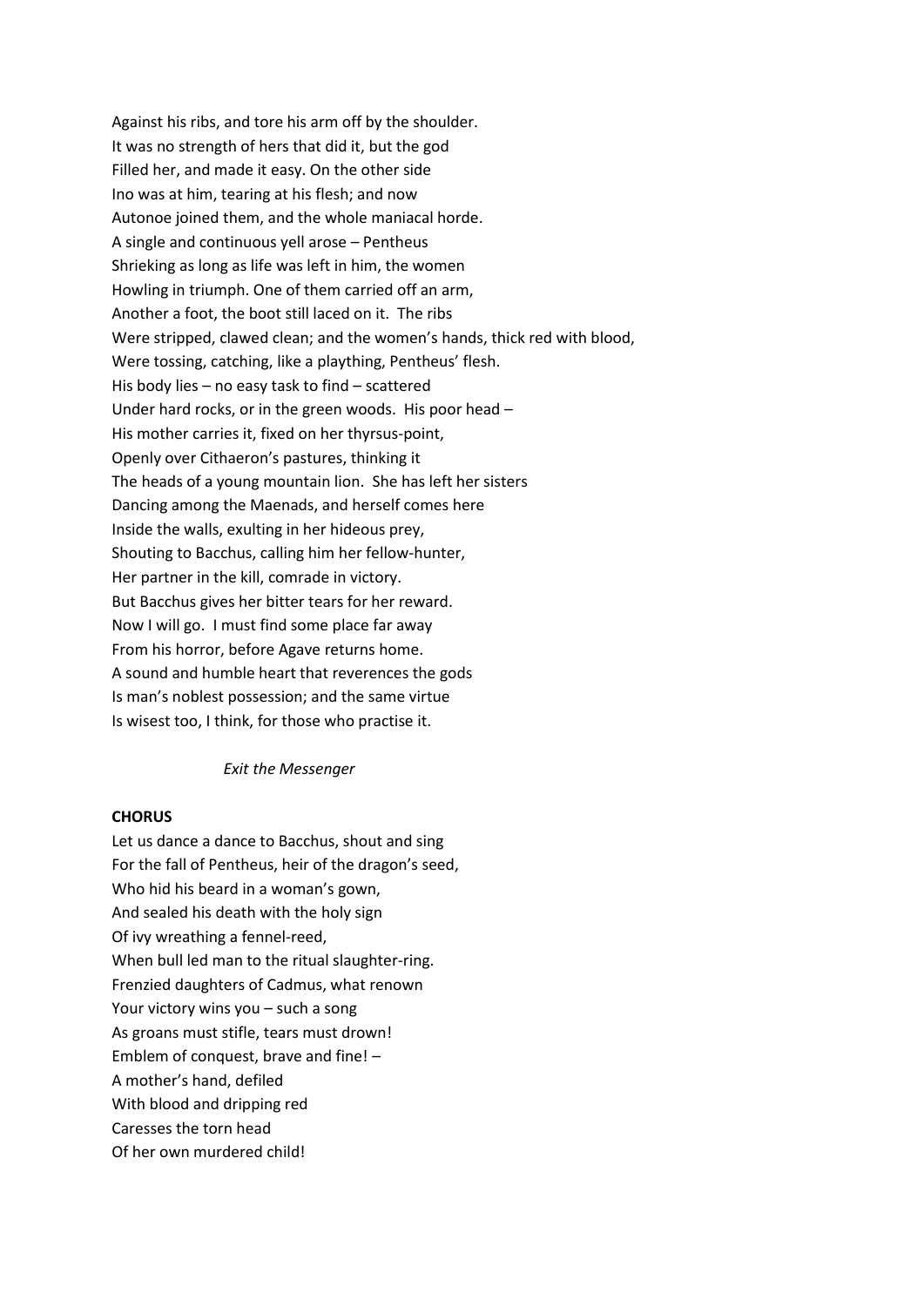Against his ribs, and tore his arm off by the shoulder.
It was no strength of hers that did it, but the god
Filled her, and made it easy. On the other side
Ino was at him, tearing at his flesh; and now
Autonoe joined them, and the whole maniacal horde.
A single and continuous yell arose – Pentheus
Shrieking as long as life was left in him, the women
Howling in triumph. One of them carried off an arm,
Another a foot, the boot still laced on it. The ribs
Were stripped, clawed clean; and the women's hands, thick red with blood,
Were tossing, catching, like a plaything, Pentheus' flesh.
His body lies – no easy task to find – scattered
Under hard rocks, or in the green woods. His poor head –
His mother carries it, fixed on her thyrsus-point,
Openly over Cithaeron's pastures, thinking it
The heads of a young mountain lion. She has left her sisters
Dancing among the Maenads, and herself comes here
Inside the walls, exulting in her hideous prey,
Shouting to Bacchus, calling him her fellow-hunter,
Her partner in the kill, comrade in victory.
But Bacchus gives her bitter tears for her reward.
Now I will go. I must find some place far away
From his horror, before Agave returns home.
A sound and humble heart that reverences the gods
Is man's noblest possession; and the same virtue
Is wisest too, I think, for those who practise it.

*Exit the Messenger*

**CHORUS**

Let us dance a dance to Bacchus, shout and sing
For the fall of Pentheus, heir of the dragon's seed,
Who hid his beard in a woman's gown,
And sealed his death with the holy sign
Of ivy wreathing a fennel-reed,
When bull led man to the ritual slaughter-ring.
Frenzied daughters of Cadmus, what renown
Your victory wins you – such a song
As groans must stifle, tears must drown!
Emblem of conquest, brave and fine! –
A mother's hand, defiled
With blood and dripping red
Caresses the torn head
Of her own murdered child!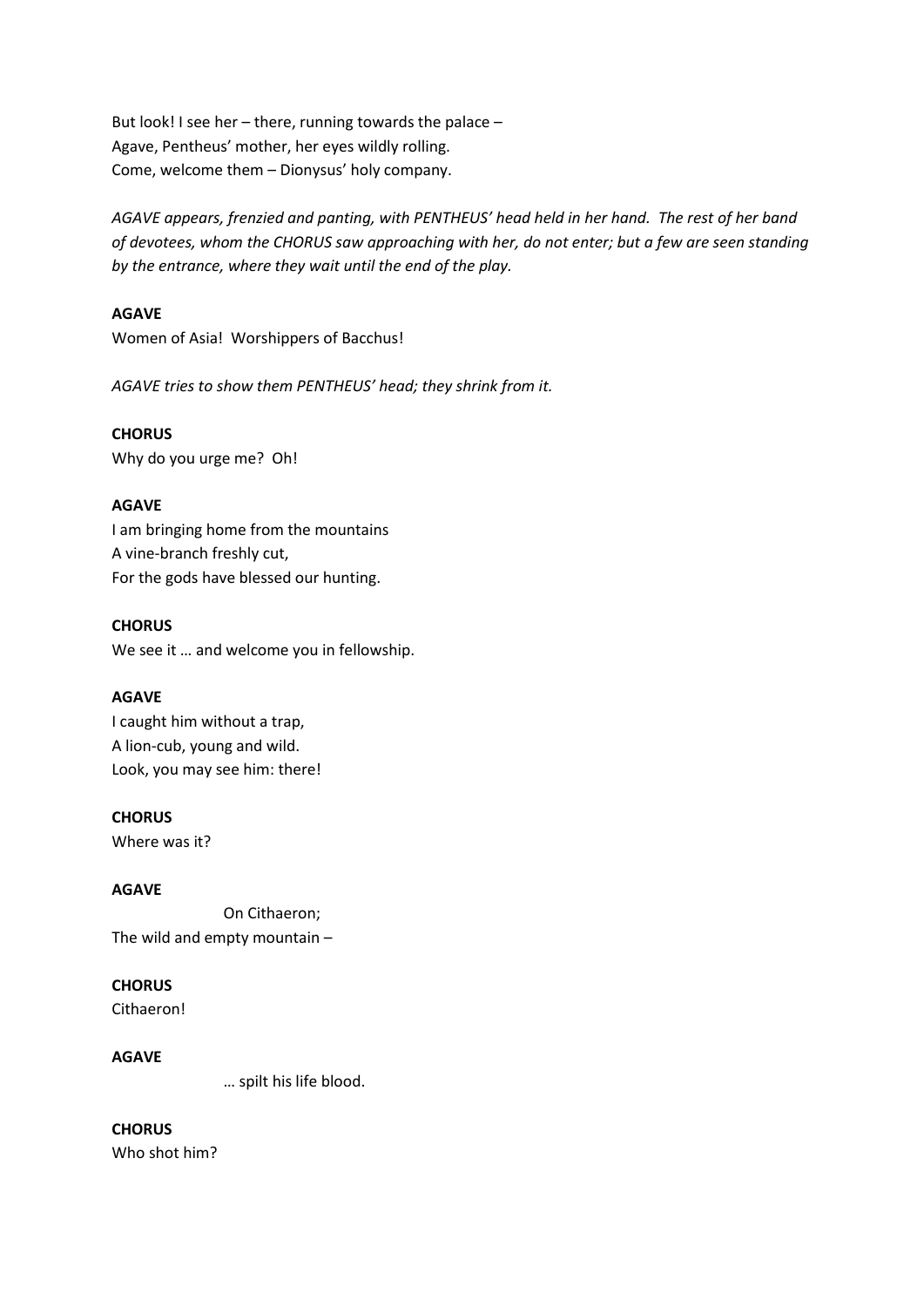But look! I see her – there, running towards the palace –
Agave, Pentheus' mother, her eyes wildly rolling.
Come, welcome them – Dionysus' holy company.

*AGAVE appears, frenzied and panting, with PENTHEUS' head held in her hand. The rest of her band of devotees, whom the CHORUS saw approaching with her, do not enter; but a few are seen standing by the entrance, where they wait until the end of the play.*

**AGAVE**
Women of Asia! Worshippers of Bacchus!

*AGAVE tries to show them PENTHEUS' head; they shrink from it.*

**CHORUS**
Why do you urge me? Oh!

**AGAVE**
I am bringing home from the mountains
A vine-branch freshly cut,
For the gods have blessed our hunting.

**CHORUS**
We see it … and welcome you in fellowship.

**AGAVE**
I caught him without a trap,
A lion-cub, young and wild.
Look, you may see him: there!

**CHORUS**
Where was it?

**AGAVE**
On Cithaeron;
The wild and empty mountain –

**CHORUS**
Cithaeron!

**AGAVE**
… spilt his life blood.

**CHORUS**
Who shot him?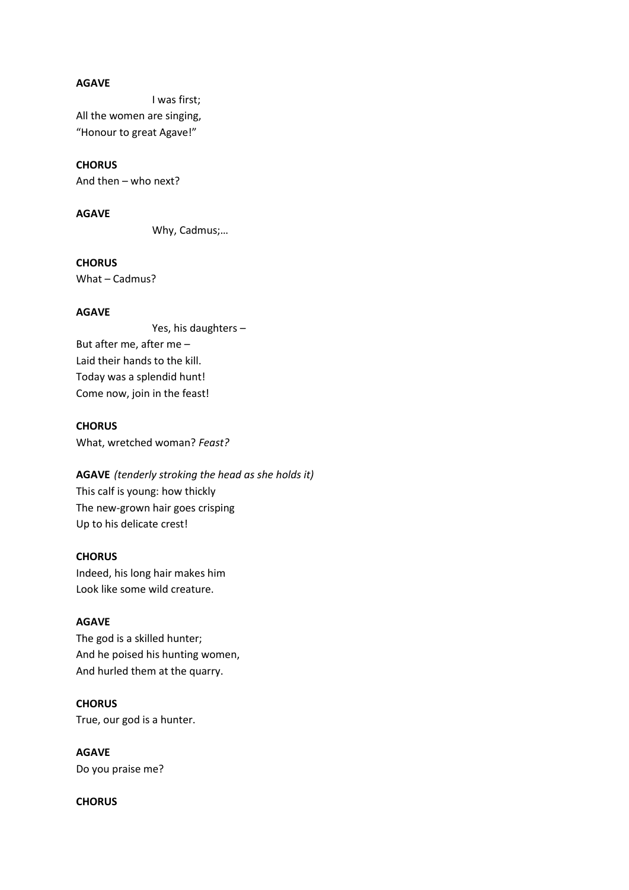**AGAVE**

I was first;
All the women are singing,
"Honour to great Agave!"

**CHORUS**
And then – who next?

**AGAVE**

Why, Cadmus;…

**CHORUS**
What – Cadmus?

**AGAVE**

Yes, his daughters –
But after me, after me –
Laid their hands to the kill.
Today was a splendid hunt!
Come now, join in the feast!

**CHORUS**
What, wretched woman? *Feast?*

**AGAVE** *(tenderly stroking the head as she holds it)*
This calf is young: how thickly
The new-grown hair goes crisping
Up to his delicate crest!

**CHORUS**
Indeed, his long hair makes him
Look like some wild creature.

**AGAVE**
The god is a skilled hunter;
And he poised his hunting women,
And hurled them at the quarry.

**CHORUS**
True, our god is a hunter.

**AGAVE**
Do you praise me?

**CHORUS**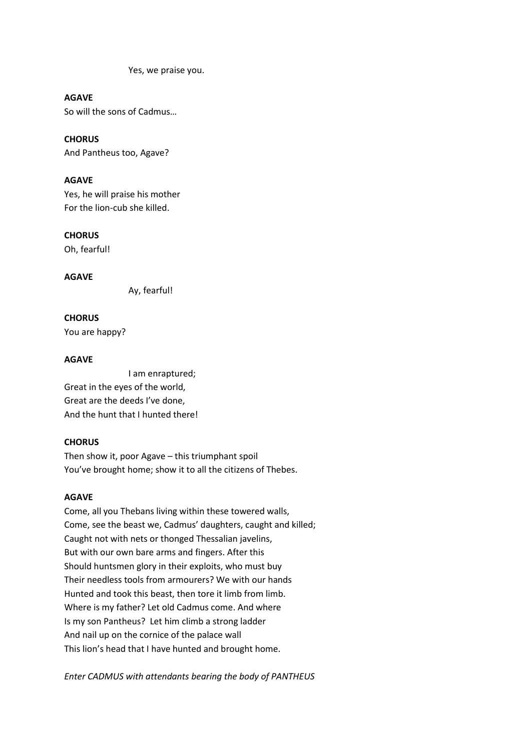Yes, we praise you.

**AGAVE**

So will the sons of Cadmus…

**CHORUS**

And Pantheus too, Agave?

**AGAVE**

Yes, he will praise his mother
For the lion-cub she killed.

**CHORUS**

Oh, fearful!

**AGAVE**

Ay, fearful!

**CHORUS**

You are happy?

**AGAVE**

I am enraptured;
Great in the eyes of the world,
Great are the deeds I've done,
And the hunt that I hunted there!

**CHORUS**

Then show it, poor Agave – this triumphant spoil
You've brought home; show it to all the citizens of Thebes.

**AGAVE**

Come, all you Thebans living within these towered walls,
Come, see the beast we, Cadmus' daughters, caught and killed;
Caught not with nets or thonged Thessalian javelins,
But with our own bare arms and fingers. After this
Should huntsmen glory in their exploits, who must buy
Their needless tools from armourers? We with our hands
Hunted and took this beast, then tore it limb from limb.
Where is my father? Let old Cadmus come. And where
Is my son Pantheus? Let him climb a strong ladder
And nail up on the cornice of the palace wall
This lion's head that I have hunted and brought home.

*Enter CADMUS with attendants bearing the body of PANTHEUS*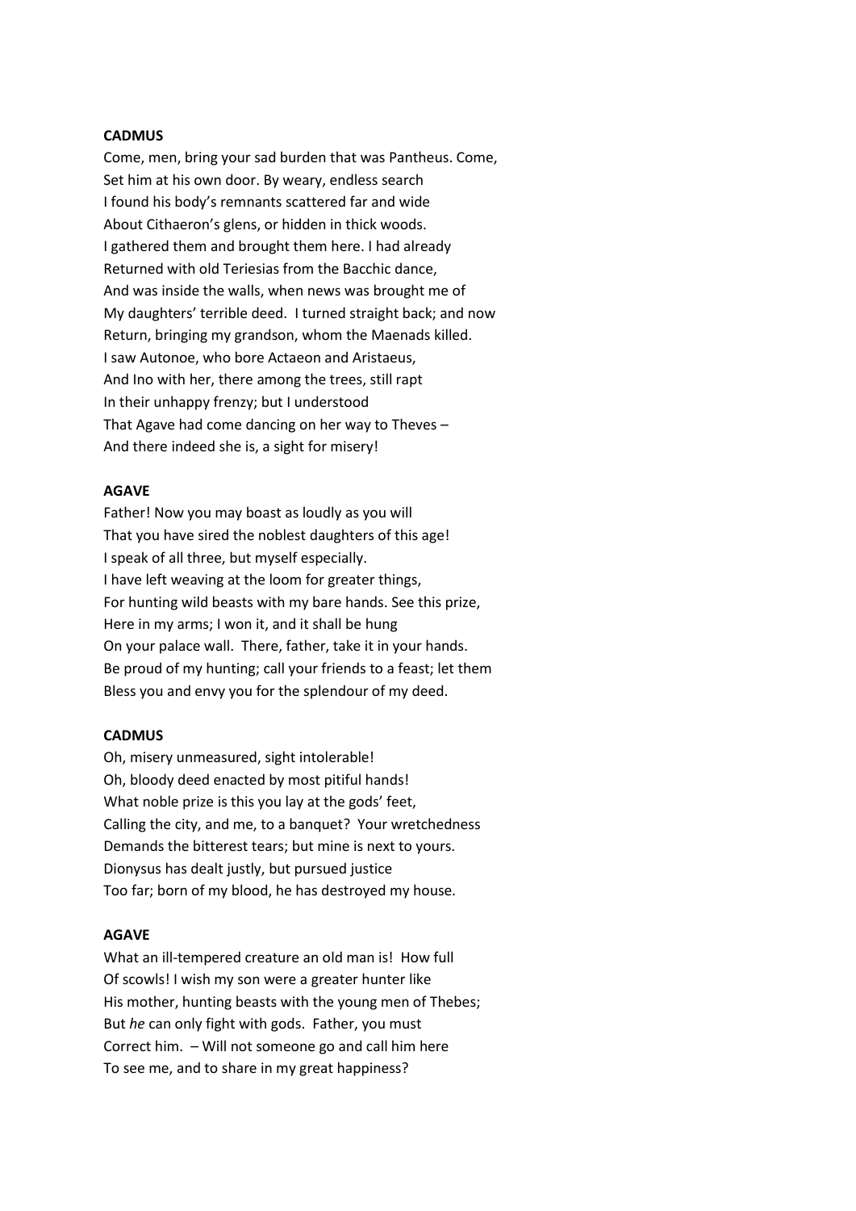**CADMUS**

Come, men, bring your sad burden that was Pantheus. Come,
Set him at his own door. By weary, endless search
I found his body's remnants scattered far and wide
About Cithaeron's glens, or hidden in thick woods.
I gathered them and brought them here. I had already
Returned with old Teriesias from the Bacchic dance,
And was inside the walls, when news was brought me of
My daughters' terrible deed. I turned straight back; and now
Return, bringing my grandson, whom the Maenads killed.
I saw Autonoe, who bore Actaeon and Aristaeus,
And Ino with her, there among the trees, still rapt
In their unhappy frenzy; but I understood
That Agave had come dancing on her way to Theves –
And there indeed she is, a sight for misery!

**AGAVE**

Father! Now you may boast as loudly as you will
That you have sired the noblest daughters of this age!
I speak of all three, but myself especially.
I have left weaving at the loom for greater things,
For hunting wild beasts with my bare hands. See this prize,
Here in my arms; I won it, and it shall be hung
On your palace wall. There, father, take it in your hands.
Be proud of my hunting; call your friends to a feast; let them
Bless you and envy you for the splendour of my deed.

**CADMUS**

Oh, misery unmeasured, sight intolerable!
Oh, bloody deed enacted by most pitiful hands!
What noble prize is this you lay at the gods' feet,
Calling the city, and me, to a banquet? Your wretchedness
Demands the bitterest tears; but mine is next to yours.
Dionysus has dealt justly, but pursued justice
Too far; born of my blood, he has destroyed my house.

**AGAVE**

What an ill-tempered creature an old man is! How full
Of scowls! I wish my son were a greater hunter like
His mother, hunting beasts with the young men of Thebes;
But *he* can only fight with gods. Father, you must
Correct him. – Will not someone go and call him here
To see me, and to share in my great happiness?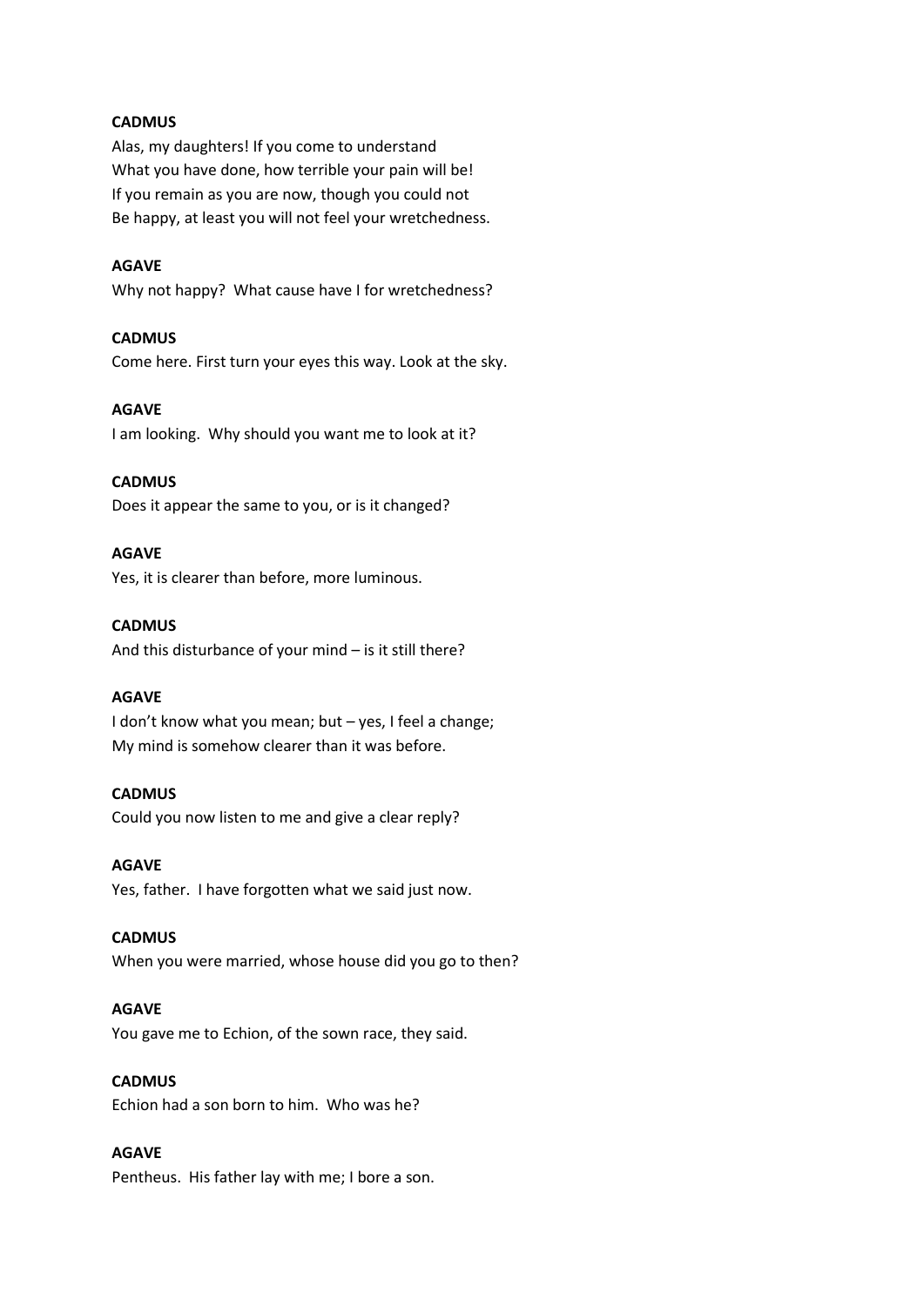**CADMUS**

Alas, my daughters! If you come to understand
What you have done, how terrible your pain will be!
If you remain as you are now, though you could not
Be happy, at least you will not feel your wretchedness.

**AGAVE**

Why not happy? What cause have I for wretchedness?

**CADMUS**

Come here. First turn your eyes this way. Look at the sky.

**AGAVE**

I am looking. Why should you want me to look at it?

**CADMUS**

Does it appear the same to you, or is it changed?

**AGAVE**

Yes, it is clearer than before, more luminous.

**CADMUS**

And this disturbance of your mind – is it still there?

**AGAVE**

I don't know what you mean; but – yes, I feel a change;
My mind is somehow clearer than it was before.

**CADMUS**

Could you now listen to me and give a clear reply?

**AGAVE**

Yes, father. I have forgotten what we said just now.

**CADMUS**

When you were married, whose house did you go to then?

**AGAVE**

You gave me to Echion, of the sown race, they said.

**CADMUS**

Echion had a son born to him. Who was he?

**AGAVE**

Pentheus. His father lay with me; I bore a son.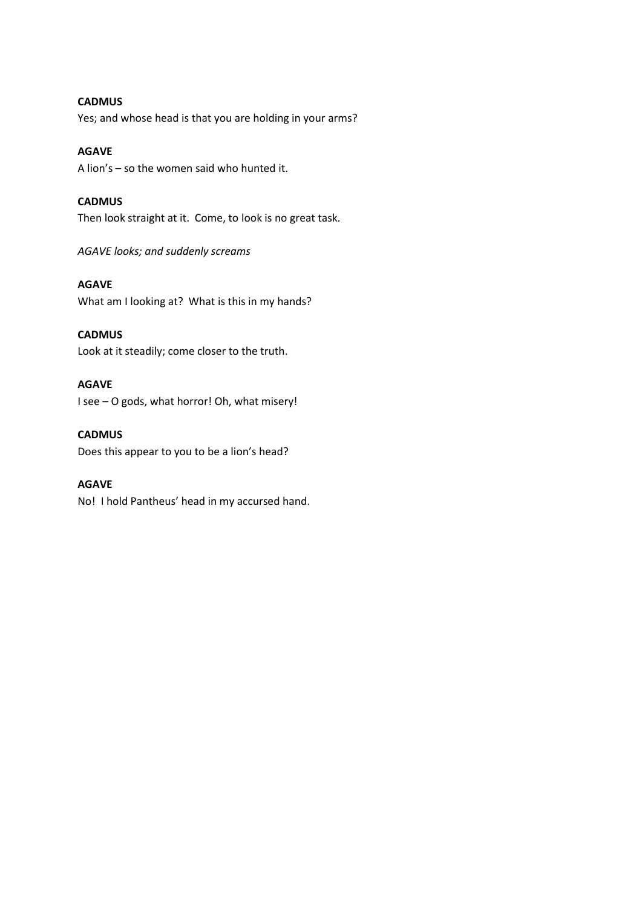**CADMUS**
Yes; and whose head is that you are holding in your arms?

**AGAVE**
A lion's – so the women said who hunted it.

**CADMUS**
Then look straight at it. Come, to look is no great task.

*AGAVE looks; and suddenly screams*

**AGAVE**
What am I looking at? What is this in my hands?

**CADMUS**
Look at it steadily; come closer to the truth.

**AGAVE**
I see – O gods, what horror! Oh, what misery!

**CADMUS**
Does this appear to you to be a lion's head?

**AGAVE**
No! I hold Pantheus' head in my accursed hand.